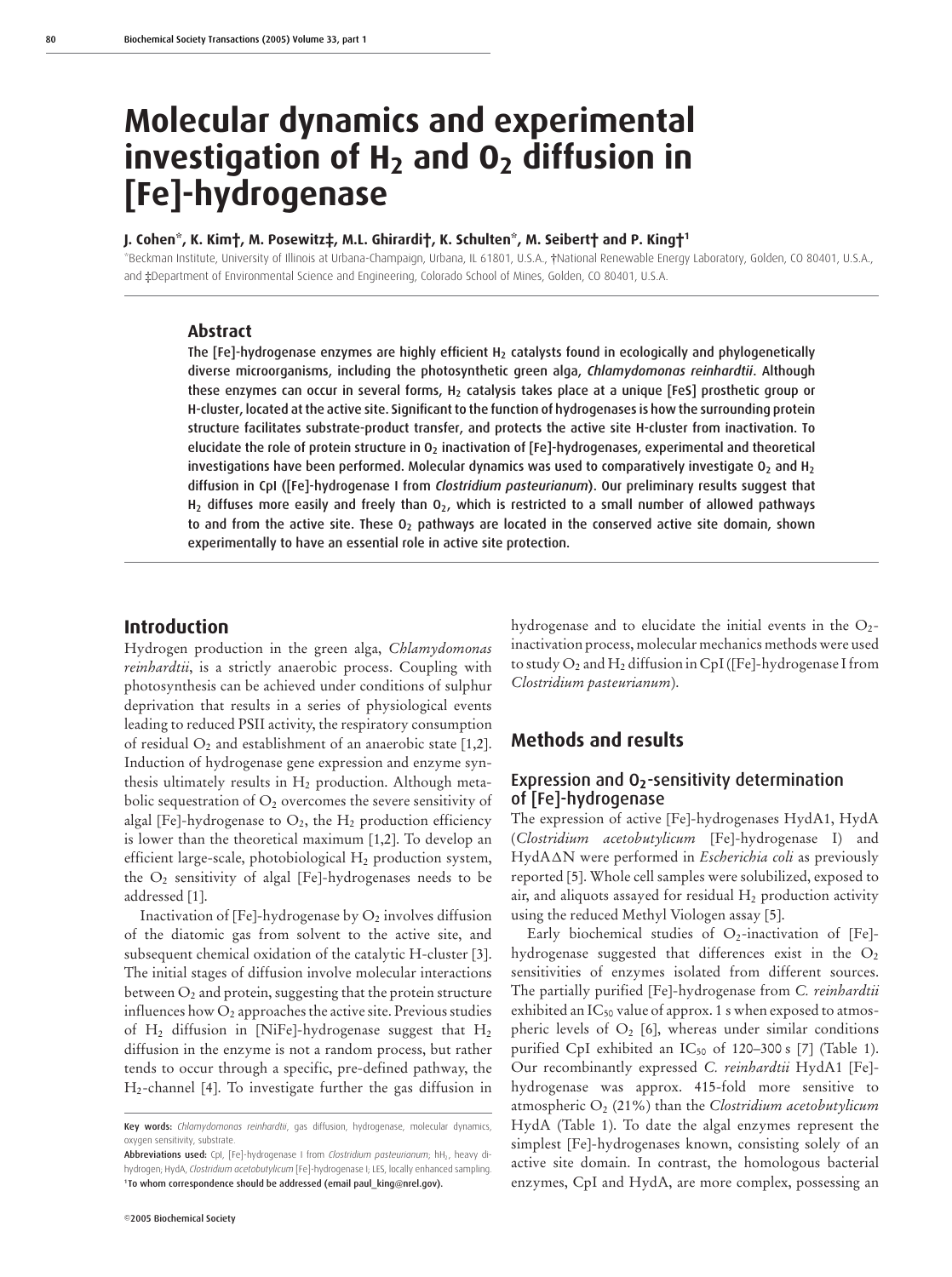# Molecular dynamics and experimental investigation of $H_2$ and $O_2$ diffusion in [Fe]-hydrogenase

**J. Cohen\*, K. Kim†, M. Posewitz‡, M.L. Ghirardi†, K. Schulten\*, M. Seibert† and P. King†[1]**

\*Beckman Institute, University of Illinois at Urbana-Champaign, Urbana, IL 61801, U.S.A., †National Renewable Energy Laboratory, Golden, CO 80401, U.S.A., and ‡Department of Environmental Science and Engineering, Colorado School of Mines, Golden, CO 80401, U.S.A.

## Abstract

**The [Fe]-hydrogenase enzymes are highly efficient $H_2$ catalysts found in ecologically and phylogenetically diverse microorganisms, including the photosynthetic green alga, *Chlamydomonas reinhardtii*. Although these enzymes can occur in several forms, $H_2$ catalysis takes place at a unique [FeS] prosthetic group or H-cluster, located at the active site. Significant to the function of hydrogenases is how the surrounding protein structure facilitates substrate-product transfer, and protects the active site H-cluster from inactivation. To elucidate the role of protein structure in $O_2$ inactivation of [Fe]-hydrogenases, experimental and theoretical investigations have been performed. Molecular dynamics was used to comparatively investigate $O_2$ and $H_2$ diffusion in CpI ([Fe]-hydrogenase I from *Clostridium pasteurianum*). Our preliminary results suggest that $H_2$ diffuses more easily and freely than $O_2$, which is restricted to a small number of allowed pathways to and from the active site. These $O_2$ pathways are located in the conserved active site domain, shown experimentally to have an essential role in active site protection.**

## Introduction

Hydrogen production in the green alga, *Chlamydomonas reinhardtii*, is a strictly anaerobic process. Coupling with photosynthesis can be achieved under conditions of sulphur deprivation that results in a series of physiological events leading to reduced PSII activity, the respiratory consumption of residual $O_2$ and establishment of an anaerobic state [1,2]. Induction of hydrogenase gene expression and enzyme synthesis ultimately results in $H_2$ production. Although metabolic sequestration of $O_2$ overcomes the severe sensitivity of algal [Fe]-hydrogenase to $O_2$, the $H_2$ production efficiency is lower than the theoretical maximum [1,2]. To develop an efficient large-scale, photobiological $H_2$ production system, the $O_2$ sensitivity of algal [Fe]-hydrogenases needs to be addressed [1].

Inactivation of [Fe]-hydrogenase by $O_2$ involves diffusion of the diatomic gas from solvent to the active site, and subsequent chemical oxidation of the catalytic H-cluster [3]. The initial stages of diffusion involve molecular interactions between $O_2$ and protein, suggesting that the protein structure influences how $O_2$ approaches the active site. Previous studies of $H_2$ diffusion in [NiFe]-hydrogenase suggest that $H_2$ diffusion in the enzyme is not a random process, but rather tends to occur through a specific, pre-defined pathway, the $H_2$-channel [4]. To investigate further the gas diffusion in hydrogenase and to elucidate the initial events in the $O_2$-inactivation process, molecular mechanics methods were used to study $O_2$ and $H_2$ diffusion in CpI ([Fe]-hydrogenase I from *Clostridium pasteurianum*).

## Methods and results

### Expression and $O_2$-sensitivity determination of [Fe]-hydrogenase

The expression of active [Fe]-hydrogenases HydA1, HydA (*Clostridium acetobutylicum* [Fe]-hydrogenase I) and HydAΔN were performed in *Escherichia coli* as previously reported [5]. Whole cell samples were solubilized, exposed to air, and aliquots assayed for residual $H_2$ production activity using the reduced Methyl Viologen assay [5].

Early biochemical studies of $O_2$-inactivation of [Fe]-hydrogenase suggested that differences exist in the $O_2$ sensitivities of enzymes isolated from different sources. The partially purified [Fe]-hydrogenase from *C. reinhardtii* exhibited an $IC_{50}$ value of approx. 1 s when exposed to atmospheric levels of $O_2$ [6], whereas under similar conditions purified CpI exhibited an $IC_{50}$ of 120–300 s [7] (Table 1). Our recombinantly expressed *C. reinhardtii* HydA1 [Fe]-hydrogenase was approx. 415-fold more sensitive to atmospheric $O_2$ (21%) than the *Clostridium acetobutylicum* HydA (Table 1). To date the algal enzymes represent the simplest [Fe]-hydrogenases known, consisting solely of an active site domain. In contrast, the homologous bacterial enzymes, CpI and HydA, are more complex, possessing an

---

**Key words:** *Chlamydomonas reinhardtii*, gas diffusion, hydrogenase, molecular dynamics, oxygen sensitivity, substrate.

**Abbreviations used:** CpI, [Fe]-hydrogenase I from *Clostridium pasteurianum*; $hH_2$, heavy dihydrogen; HydA, *Clostridium acetobutylicum* [Fe]-hydrogenase I; LES, locally enhanced sampling.

[1]To whom correspondence should be addressed (email paul_king@nrel.gov).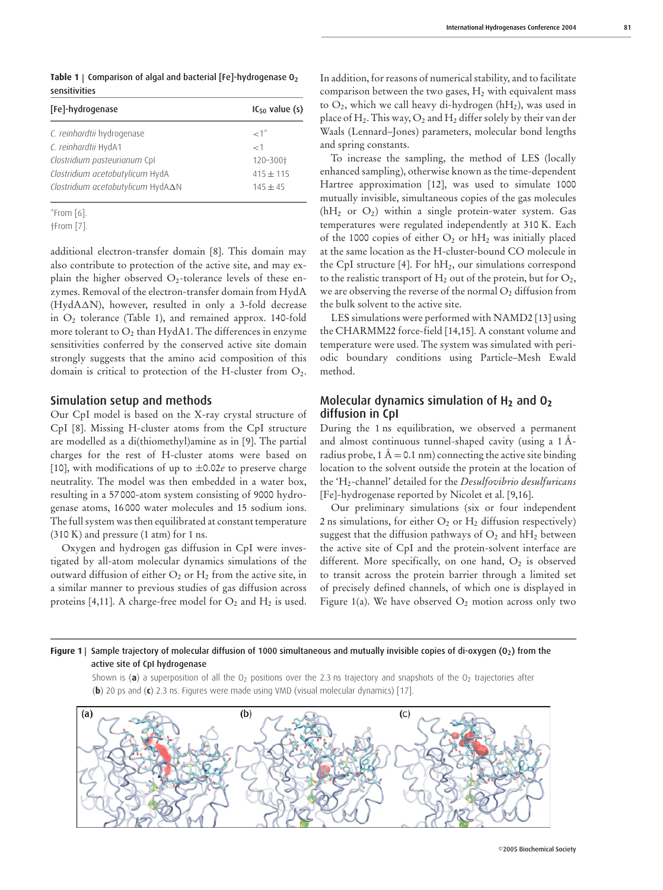**Table 1 | Comparison of algal and bacterial [Fe]-hydrogenase $O_2$ sensitivities**

| [Fe]-hydrogenase | $IC_{50}$ value (s) |
|---|---|
| *C. reinhardtii* hydrogenase | <1* |
| *C. reinhardtii* HydA1 | <1 |
| *Clostridium pasteurianum* CpI | 120–300† |
| *Clostridium acetobutylicum* HydA | 415 ± 115 |
| *Clostridium acetobutylicum* HydAΔN | 145 ± 45 |

*From [6].
†From [7].

additional electron-transfer domain [8]. This domain may also contribute to protection of the active site, and may explain the higher observed $O_2$-tolerance levels of these enzymes. Removal of the electron-transfer domain from HydA (HydAΔN), however, resulted in only a 3-fold decrease in $O_2$ tolerance (Table 1), and remained approx. 140-fold more tolerant to $O_2$ than HydA1. The differences in enzyme sensitivities conferred by the conserved active site domain strongly suggests that the amino acid composition of this domain is critical to protection of the H-cluster from $O_2$.

## Simulation setup and methods

Our CpI model is based on the X-ray crystal structure of CpI [8]. Missing H-cluster atoms from the CpI structure are modelled as a di(thiomethyl)amine as in [9]. The partial charges for the rest of H-cluster atoms were based on [10], with modifications of up to ±0.02*e* to preserve charge neutrality. The model was then embedded in a water box, resulting in a 57 000-atom system consisting of 9000 hydrogenase atoms, 16 000 water molecules and 15 sodium ions. The full system was then equilibrated at constant temperature (310 K) and pressure (1 atm) for 1 ns.

Oxygen and hydrogen gas diffusion in CpI were investigated by all-atom molecular dynamics simulations of the outward diffusion of either $O_2$ or $H_2$ from the active site, in a similar manner to previous studies of gas diffusion across proteins [4,11]. A charge-free model for $O_2$ and $H_2$ is used. In addition, for reasons of numerical stability, and to facilitate comparison between the two gases, $H_2$ with equivalent mass to $O_2$, which we call heavy di-hydrogen ($hH_2$), was used in place of $H_2$. This way, $O_2$ and $H_2$ differ solely by their van der Waals (Lennard–Jones) parameters, molecular bond lengths and spring constants.

To increase the sampling, the method of LES (locally enhanced sampling), otherwise known as the time-dependent Hartree approximation [12], was used to simulate 1000 mutually invisible, simultaneous copies of the gas molecules ($hH_2$ or $O_2$) within a single protein-water system. Gas temperatures were regulated independently at 310 K. Each of the 1000 copies of either $O_2$ or $hH_2$ was initially placed at the same location as the H-cluster-bound CO molecule in the CpI structure [4]. For $hH_2$, our simulations correspond to the realistic transport of $H_2$ out of the protein, but for $O_2$, we are observing the reverse of the normal $O_2$ diffusion from the bulk solvent to the active site.

LES simulations were performed with NAMD2 [13] using the CHARMM22 force-field [14,15]. A constant volume and temperature were used. The system was simulated with periodic boundary conditions using Particle–Mesh Ewald method.

## Molecular dynamics simulation of $H_2$ and $O_2$ diffusion in CpI

During the 1 ns equilibration, we observed a permanent and almost continuous tunnel-shaped cavity (using a 1 Å-radius probe, 1 Å = 0.1 nm) connecting the active site binding location to the solvent outside the protein at the location of the '$H_2$-channel' detailed for the *Desulfovibrio desulfuricans* [Fe]-hydrogenase reported by Nicolet et al. [9,16].

Our preliminary simulations (six or four independent 2 ns simulations, for either $O_2$ or $H_2$ diffusion respectively) suggest that the diffusion pathways of $O_2$ and $hH_2$ between the active site of CpI and the protein-solvent interface are different. More specifically, on one hand, $O_2$ is observed to transit across the protein barrier through a limited set of precisely defined channels, of which one is displayed in Figure 1(a). We have observed $O_2$ motion across only two

**Figure 1 | Sample trajectory of molecular diffusion of 1000 simultaneous and mutually invisible copies of di-oxygen ($O_2$) from the active site of CpI hydrogenase**

Shown is (**a**) a superposition of all the $O_2$ positions over the 2.3 ns trajectory and snapshots of the $O_2$ trajectories after (**b**) 20 ps and (**c**) 2.3 ns. Figures were made using VMD (visual molecular dynamics) [17].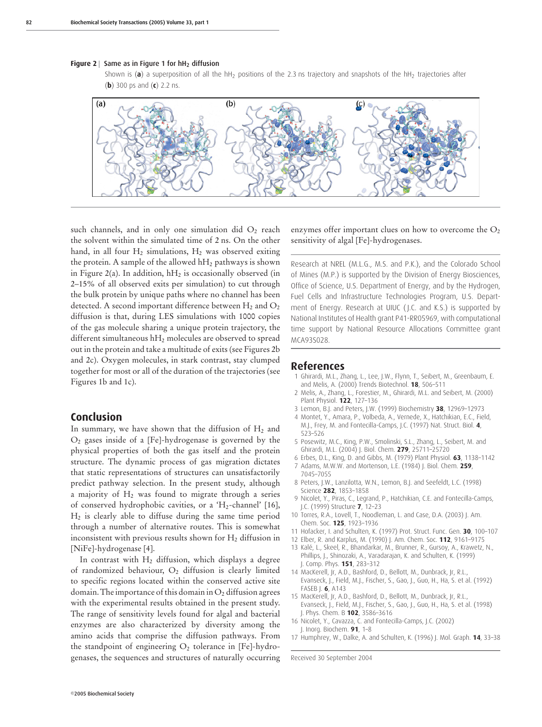**Figure 2** | Same as in Figure 1 for $hH_2$ diffusion

Shown is (**a**) a superposition of all the $hH_2$ positions of the 2.3 ns trajectory and snapshots of the $hH_2$ trajectories after (**b**) 300 ps and (**c**) 2.2 ns.

(a) (b) (c)

such channels, and in only one simulation did $O_2$ reach the solvent within the simulated time of 2 ns. On the other hand, in all four $H_2$ simulations, $H_2$ was observed exiting the protein. A sample of the allowed $hH_2$ pathways is shown in Figure 2(a). In addition, $hH_2$ is occasionally observed (in 2–15% of all observed exits per simulation) to cut through the bulk protein by unique paths where no channel has been detected. A second important difference between $H_2$ and $O_2$ diffusion is that, during LES simulations with 1000 copies of the gas molecule sharing a unique protein trajectory, the different simultaneous $hH_2$ molecules are observed to spread out in the protein and take a multitude of exits (see Figures 2b and 2c). Oxygen molecules, in stark contrast, stay clumped together for most or all of the duration of the trajectories (see Figures 1b and 1c).

## Conclusion

In summary, we have shown that the diffusion of $H_2$ and $O_2$ gases inside of a [Fe]-hydrogenase is governed by the physical properties of both the gas itself and the protein structure. The dynamic process of gas migration dictates that static representations of structures can unsatisfactorily predict pathway selection. In the present study, although a majority of $H_2$ was found to migrate through a series of conserved hydrophobic cavities, or a '$H_2$-channel' [16], $H_2$ is clearly able to diffuse during the same time period through a number of alternative routes. This is somewhat inconsistent with previous results shown for $H_2$ diffusion in [NiFe]-hydrogenase [4].

In contrast with $H_2$ diffusion, which displays a degree of randomized behaviour, $O_2$ diffusion is clearly limited to specific regions located within the conserved active site domain. The importance of this domain in $O_2$ diffusion agrees with the experimental results obtained in the present study. The range of sensitivity levels found for algal and bacterial enzymes are also characterized by diversity among the amino acids that comprise the diffusion pathways. From the standpoint of engineering $O_2$ tolerance in [Fe]-hydrogenases, the sequences and structures of naturally occurring enzymes offer important clues on how to overcome the $O_2$ sensitivity of algal [Fe]-hydrogenases.

Research at NREL (M.L.G., M.S. and P.K.), and the Colorado School of Mines (M.P.) is supported by the Division of Energy Biosciences, Office of Science, U.S. Department of Energy, and by the Hydrogen, Fuel Cells and Infrastructure Technologies Program, U.S. Department of Energy. Research at UIUC (J.C. and K.S.) is supported by National Institutes of Health grant P41-RR05969, with computational time support by National Resource Allocations Committee grant MCA93S028.

## References

1. Ghirardi, M.L., Zhang, L., Lee, J.W., Flynn, T., Seibert, M., Greenbaum, E. and Melis, A. (2000) Trends Biotechnol. **18**, 506–511
2. Melis, A., Zhang, L., Forestier, M., Ghirardi, M.L. and Seibert, M. (2000) Plant Physiol. **122**, 127–136
3. Lemon, B.J. and Peters, J.W. (1999) Biochemistry **38**, 12969–12973
4. Montet, Y., Amara, P., Volbeda, A., Vernede, X., Hatchikian, E.C., Field, M.J., Frey, M. and Fontecilla-Camps, J.C. (1997) Nat. Struct. Biol. **4**, 523–526
5. Posewitz, M.C., King, P.W., Smolinski, S.L., Zhang, L., Seibert, M. and Ghirardi, M.L. (2004) J. Biol. Chem. **279**, 25711–25720
6. Erbes, D.L., King, D. and Gibbs, M. (1979) Plant Physiol. **63**, 1138–1142
7. Adams, M.W.W. and Mortenson, L.E. (1984) J. Biol. Chem. **259**, 7045–7055
8. Peters, J.W., Lanzilotta, W.N., Lemon, B.J. and Seefeldt, L.C. (1998) Science **282**, 1853–1858
9. Nicolet, Y., Piras, C., Legrand, P., Hatchikian, C.E. and Fontecilla-Camps, J.C. (1999) Structure **7**, 12–23
10. Torres, R.A., Lovell, T., Noodleman, L. and Case, D.A. (2003) J. Am. Chem. Soc. **125**, 1923–1936
11. Hofacker, I. and Schulten, K. (1997) Prot. Struct. Func. Gen. **30**, 100–107
12. Elber, R. and Karplus, M. (1990) J. Am. Chem. Soc. **112**, 9161–9175
13. Kalé, L., Skeel, R., Bhandarkar, M., Brunner, R., Gursoy, A., Krawetz, N., Phillips, J., Shinozaki, A., Varadarajan, K. and Schulten, K. (1999) J. Comp. Phys. **151**, 283–312
14. MacKerell, Jr, A.D., Bashford, D., Bellott, M., Dunbrack, Jr, R.L., Evanseck, J., Field, M.J., Fischer, S., Gao, J., Guo, H., Ha, S. et al. (1992) FASEB J. **6**, A143
15. MacKerell, Jr, A.D., Bashford, D., Bellott, M., Dunbrack, Jr, R.L., Evanseck, J., Field, M.J., Fischer, S., Gao, J., Guo, H., Ha, S. et al. (1998) J. Phys. Chem. B **102**, 3586–3616
16. Nicolet, Y., Cavazza, C. and Fontecilla-Camps, J.C. (2002) J. Inorg. Biochem. **91**, 1–8
17. Humphrey, W., Dalke, A. and Schulten, K. (1996) J. Mol. Graph. **14**, 33–38

Received 30 September 2004